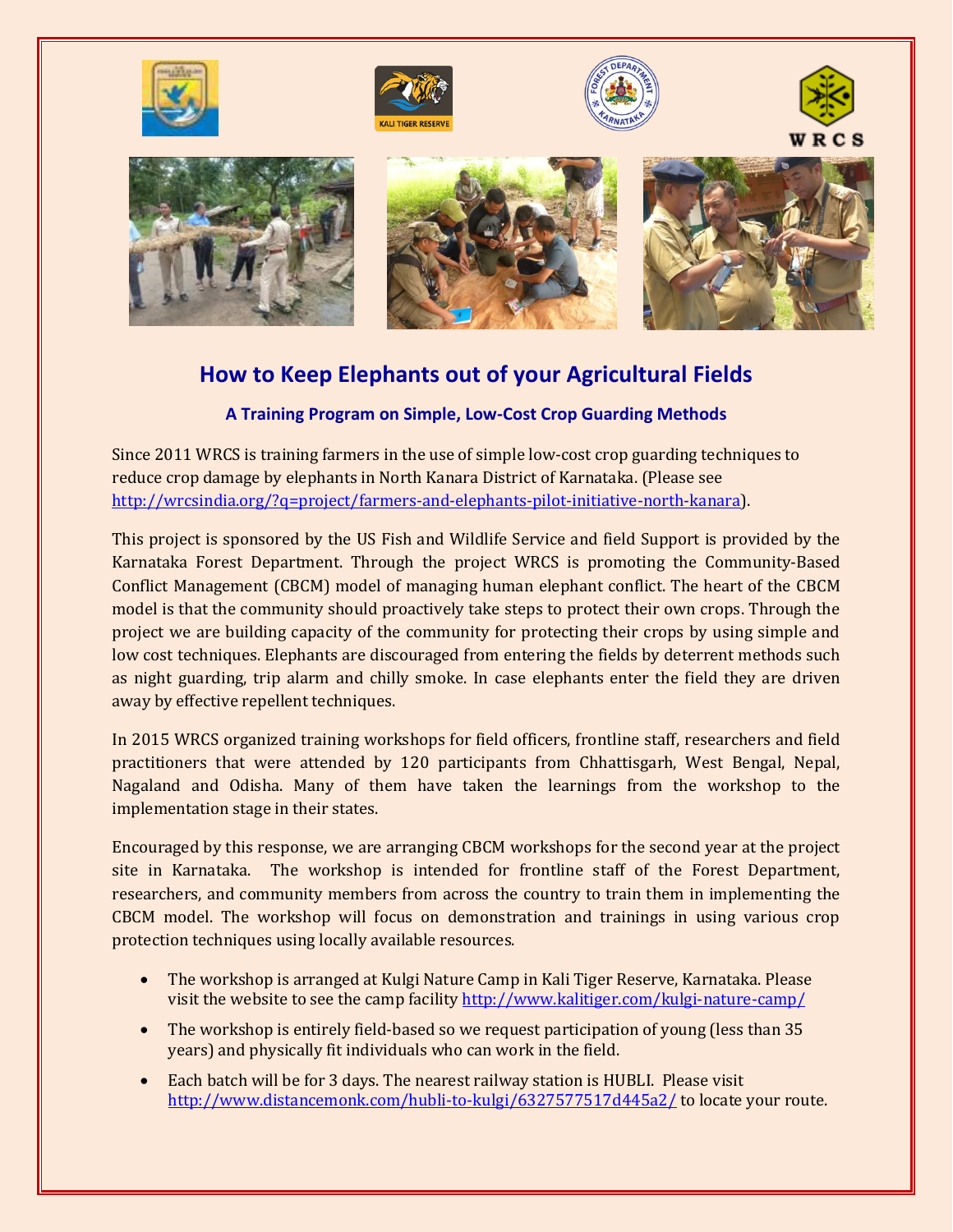## How to Keep Elephants out of your Agricultural Fields

### A Training Program on Simple, Low-Cost Crop Guarding Methods

Since 2011 WRCS is training farmers in the use of simple low-cost crop guarding techniques to reduce crop damage by elephants in North Kanara District of Karnataka. (Please see http://wrcsindia.org/?q=project/farmers-and-elephants-pilot-initiative-north-kanara).

This project is sponsored by the US Fish and Wildlife Service and field Support is provided by the Karnataka Forest Department. Through the project WRCS is promoting the Community-Based Conflict Management (CBCM) model of managing human elephant conflict. The heart of the CBCM model is that the community should proactively take steps to protect their own crops. Through the project we are building capacity of the community for protecting their crops by using simple and low cost techniques. Elephants are discouraged from entering the fields by deterrent methods such as night guarding, trip alarm and chilly smoke. In case elephants enter the field they are driven away by effective repellent techniques.

In 2015 WRCS organized training workshops for field officers, frontline staff, researchers and field practitioners that were attended by 120 participants from Chhattisgarh, West Bengal, Nepal, Nagaland and Odisha. Many of them have taken the learnings from the workshop to the implementation stage in their states.

Encouraged by this response, we are arranging CBCM workshops for the second year at the project site in Karnataka. The workshop is intended for frontline staff of the Forest Department, researchers, and community members from across the country to train them in implementing the CBCM model. The workshop will focus on demonstration and trainings in using various crop protection techniques using locally available resources.

- The workshop is arranged at Kulgi Nature Camp in Kali Tiger Reserve, Karnataka. Please visit the website to see the camp facility http://www.kalitiger.com/kulgi-nature-camp/
- The workshop is entirely field-based so we request participation of young (less than 35 years) and physically fit individuals who can work in the field.
- Each batch will be for 3 days. The nearest railway station is HUBLI. Please visit http://www.distancemonk.com/hubli-to-kulgi/6327577517d445a2/ to locate your route.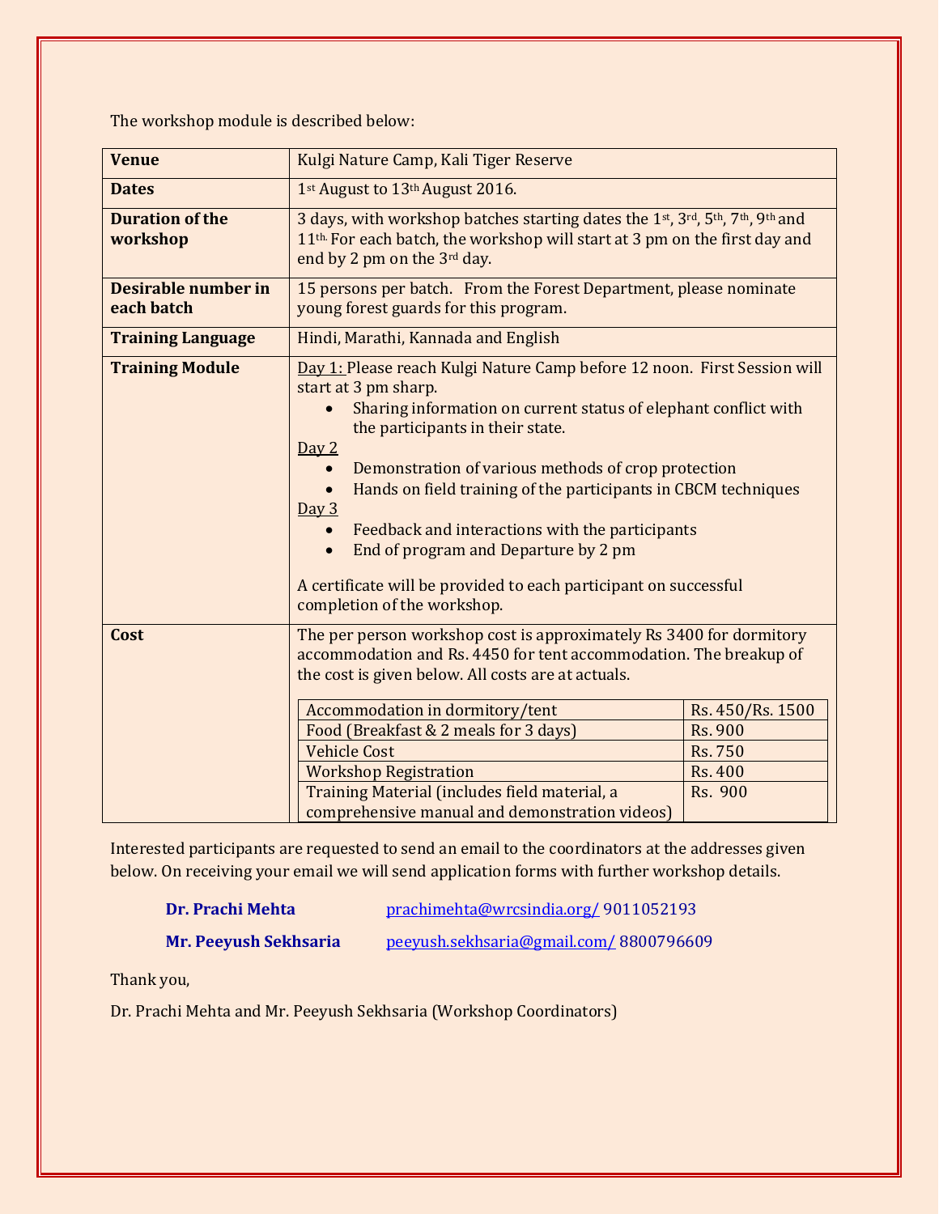The workshop module is described below:

| | |
|---|---|
| **Venue** | Kulgi Nature Camp, Kali Tiger Reserve |
| **Dates** | 1st August to 13th August 2016. |
| **Duration of the workshop** | 3 days, with workshop batches starting dates the 1st, 3rd, 5th, 7th, 9th and 11th. For each batch, the workshop will start at 3 pm on the first day and end by 2 pm on the 3rd day. |
| **Desirable number in each batch** | 15 persons per batch. From the Forest Department, please nominate young forest guards for this program. |
| **Training Language** | Hindi, Marathi, Kannada and English |
| **Training Module** | Day 1: Please reach Kulgi Nature Camp before 12 noon. First Session will start at 3 pm sharp.<br>• Sharing information on current status of elephant conflict with the participants in their state.<br>Day 2<br>• Demonstration of various methods of crop protection<br>• Hands on field training of the participants in CBCM techniques<br>Day 3<br>• Feedback and interactions with the participants<br>• End of program and Departure by 2 pm<br><br>A certificate will be provided to each participant on successful completion of the workshop. |
| **Cost** | The per person workshop cost is approximately Rs 3400 for dormitory accommodation and Rs. 4450 for tent accommodation. The breakup of the cost is given below. All costs are at actuals. |

| | |
|---|---|
| Accommodation in dormitory/tent | Rs. 450/Rs. 1500 |
| Food (Breakfast & 2 meals for 3 days) | Rs. 900 |
| Vehicle Cost | Rs. 750 |
| Workshop Registration | Rs. 400 |
| Training Material (includes field material, a comprehensive manual and demonstration videos) | Rs. 900 |

Interested participants are requested to send an email to the coordinators at the addresses given below. On receiving your email we will send application forms with further workshop details.

**Dr. Prachi Mehta** prachimehta@wrcsindia.org/ 9011052193

**Mr. Peeyush Sekhsaria** peeyush.sekhsaria@gmail.com/ 8800796609

Thank you,

Dr. Prachi Mehta and Mr. Peeyush Sekhsaria (Workshop Coordinators)